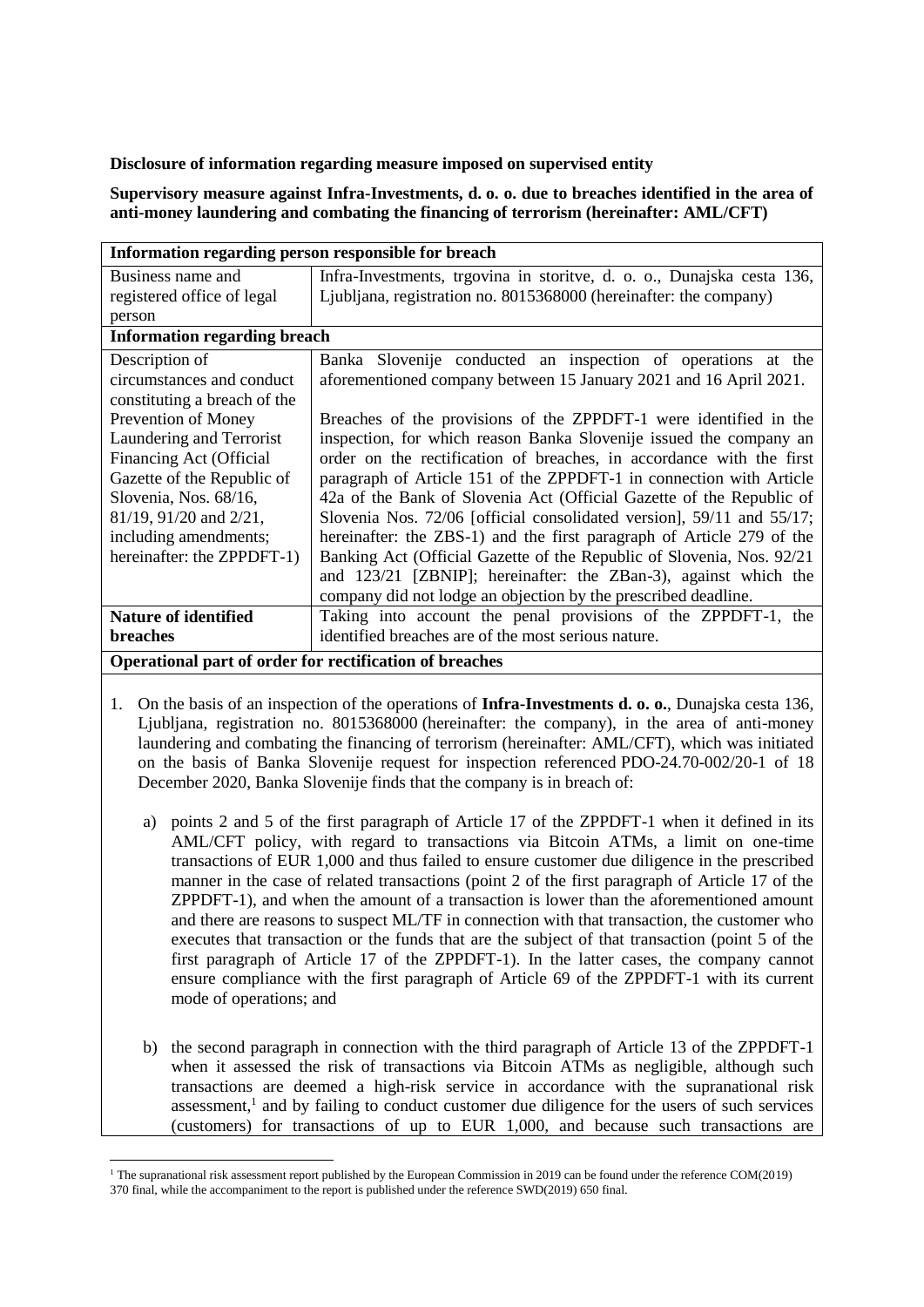**Disclosure of information regarding measure imposed on supervised entity**

**Supervisory measure against Infra-Investments, d. o. o. due to breaches identified in the area of anti-money laundering and combating the financing of terrorism (hereinafter: AML/CFT)**

| **Information regarding person responsible for breach** | |
|---|---|
| Business name and registered office of legal person | Infra-Investments, trgovina in storitve, d. o. o., Dunajska cesta 136, Ljubljana, registration no. 8015368000 (hereinafter: the company) |
| **Information regarding breach** | |
| Description of circumstances and conduct constituting a breach of the Prevention of Money Laundering and Terrorist Financing Act (Official Gazette of the Republic of Slovenia, Nos. 68/16, 81/19, 91/20 and 2/21, including amendments; hereinafter: the ZPPDFT-1) | Banka Slovenije conducted an inspection of operations at the aforementioned company between 15 January 2021 and 16 April 2021.<br><br>Breaches of the provisions of the ZPPDFT-1 were identified in the inspection, for which reason Banka Slovenije issued the company an order on the rectification of breaches, in accordance with the first paragraph of Article 151 of the ZPPDFT-1 in connection with Article 42a of the Bank of Slovenia Act (Official Gazette of the Republic of Slovenia Nos. 72/06 [official consolidated version], 59/11 and 55/17; hereinafter: the ZBS-1) and the first paragraph of Article 279 of the Banking Act (Official Gazette of the Republic of Slovenia, Nos. 92/21 and 123/21 [ZBNIP]; hereinafter: the ZBan-3), against which the company did not lodge an objection by the prescribed deadline. |
| **Nature of identified breaches** | Taking into account the penal provisions of the ZPPDFT-1, the identified breaches are of the most serious nature. |
| **Operational part of order for rectification of breaches** | |

1. On the basis of an inspection of the operations of **Infra-Investments d. o. o.**, Dunajska cesta 136, Ljubljana, registration no. 8015368000 (hereinafter: the company), in the area of anti-money laundering and combating the financing of terrorism (hereinafter: AML/CFT), which was initiated on the basis of Banka Slovenije request for inspection referenced PDO-24.70-002/20-1 of 18 December 2020, Banka Slovenije finds that the company is in breach of:

   a) points 2 and 5 of the first paragraph of Article 17 of the ZPPDFT-1 when it defined in its AML/CFT policy, with regard to transactions via Bitcoin ATMs, a limit on one-time transactions of EUR 1,000 and thus failed to ensure customer due diligence in the prescribed manner in the case of related transactions (point 2 of the first paragraph of Article 17 of the ZPPDFT-1), and when the amount of a transaction is lower than the aforementioned amount and there are reasons to suspect ML/TF in connection with that transaction, the customer who executes that transaction or the funds that are the subject of that transaction (point 5 of the first paragraph of Article 17 of the ZPPDFT-1). In the latter cases, the company cannot ensure compliance with the first paragraph of Article 69 of the ZPPDFT-1 with its current mode of operations; and

   b) the second paragraph in connection with the third paragraph of Article 13 of the ZPPDFT-1 when it assessed the risk of transactions via Bitcoin ATMs as negligible, although such transactions are deemed a high-risk service in accordance with the supranational risk assessment,[1] and by failing to conduct customer due diligence for the users of such services (customers) for transactions of up to EUR 1,000, and because such transactions are

[1] The supranational risk assessment report published by the European Commission in 2019 can be found under the reference COM(2019) 370 final, while the accompaniment to the report is published under the reference SWD(2019) 650 final.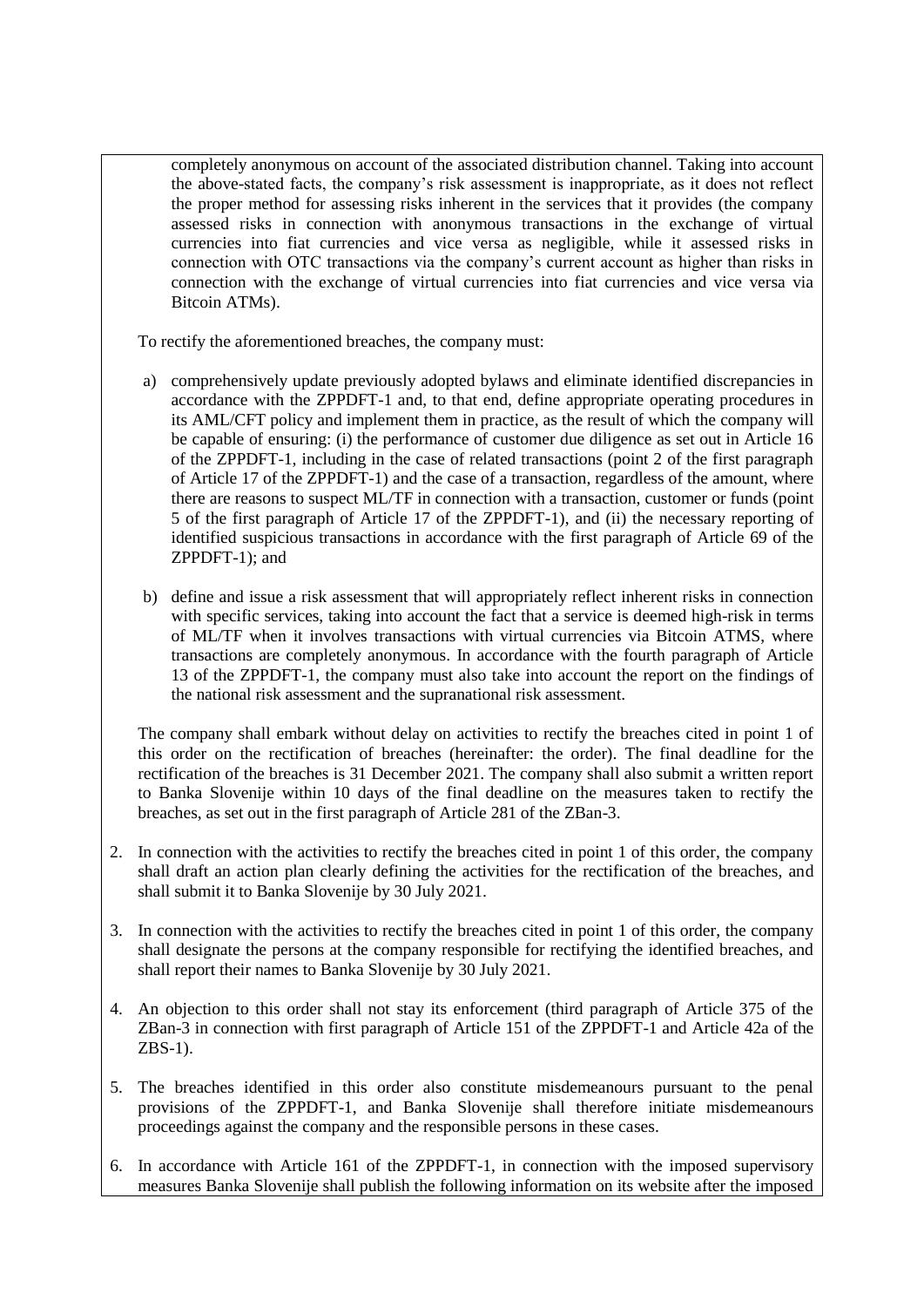completely anonymous on account of the associated distribution channel. Taking into account the above-stated facts, the company's risk assessment is inappropriate, as it does not reflect the proper method for assessing risks inherent in the services that it provides (the company assessed risks in connection with anonymous transactions in the exchange of virtual currencies into fiat currencies and vice versa as negligible, while it assessed risks in connection with OTC transactions via the company's current account as higher than risks in connection with the exchange of virtual currencies into fiat currencies and vice versa via Bitcoin ATMs).

To rectify the aforementioned breaches, the company must:

a) comprehensively update previously adopted bylaws and eliminate identified discrepancies in accordance with the ZPPDFT-1 and, to that end, define appropriate operating procedures in its AML/CFT policy and implement them in practice, as the result of which the company will be capable of ensuring: (i) the performance of customer due diligence as set out in Article 16 of the ZPPDFT-1, including in the case of related transactions (point 2 of the first paragraph of Article 17 of the ZPPDFT-1) and the case of a transaction, regardless of the amount, where there are reasons to suspect ML/TF in connection with a transaction, customer or funds (point 5 of the first paragraph of Article 17 of the ZPPDFT-1), and (ii) the necessary reporting of identified suspicious transactions in accordance with the first paragraph of Article 69 of the ZPPDFT-1); and

b) define and issue a risk assessment that will appropriately reflect inherent risks in connection with specific services, taking into account the fact that a service is deemed high-risk in terms of ML/TF when it involves transactions with virtual currencies via Bitcoin ATMS, where transactions are completely anonymous. In accordance with the fourth paragraph of Article 13 of the ZPPDFT-1, the company must also take into account the report on the findings of the national risk assessment and the supranational risk assessment.

The company shall embark without delay on activities to rectify the breaches cited in point 1 of this order on the rectification of breaches (hereinafter: the order). The final deadline for the rectification of the breaches is 31 December 2021. The company shall also submit a written report to Banka Slovenije within 10 days of the final deadline on the measures taken to rectify the breaches, as set out in the first paragraph of Article 281 of the ZBan-3.

2. In connection with the activities to rectify the breaches cited in point 1 of this order, the company shall draft an action plan clearly defining the activities for the rectification of the breaches, and shall submit it to Banka Slovenije by 30 July 2021.

3. In connection with the activities to rectify the breaches cited in point 1 of this order, the company shall designate the persons at the company responsible for rectifying the identified breaches, and shall report their names to Banka Slovenije by 30 July 2021.

4. An objection to this order shall not stay its enforcement (third paragraph of Article 375 of the ZBan-3 in connection with first paragraph of Article 151 of the ZPPDFT-1 and Article 42a of the ZBS-1).

5. The breaches identified in this order also constitute misdemeanours pursuant to the penal provisions of the ZPPDFT-1, and Banka Slovenije shall therefore initiate misdemeanours proceedings against the company and the responsible persons in these cases.

6. In accordance with Article 161 of the ZPPDFT-1, in connection with the imposed supervisory measures Banka Slovenije shall publish the following information on its website after the imposed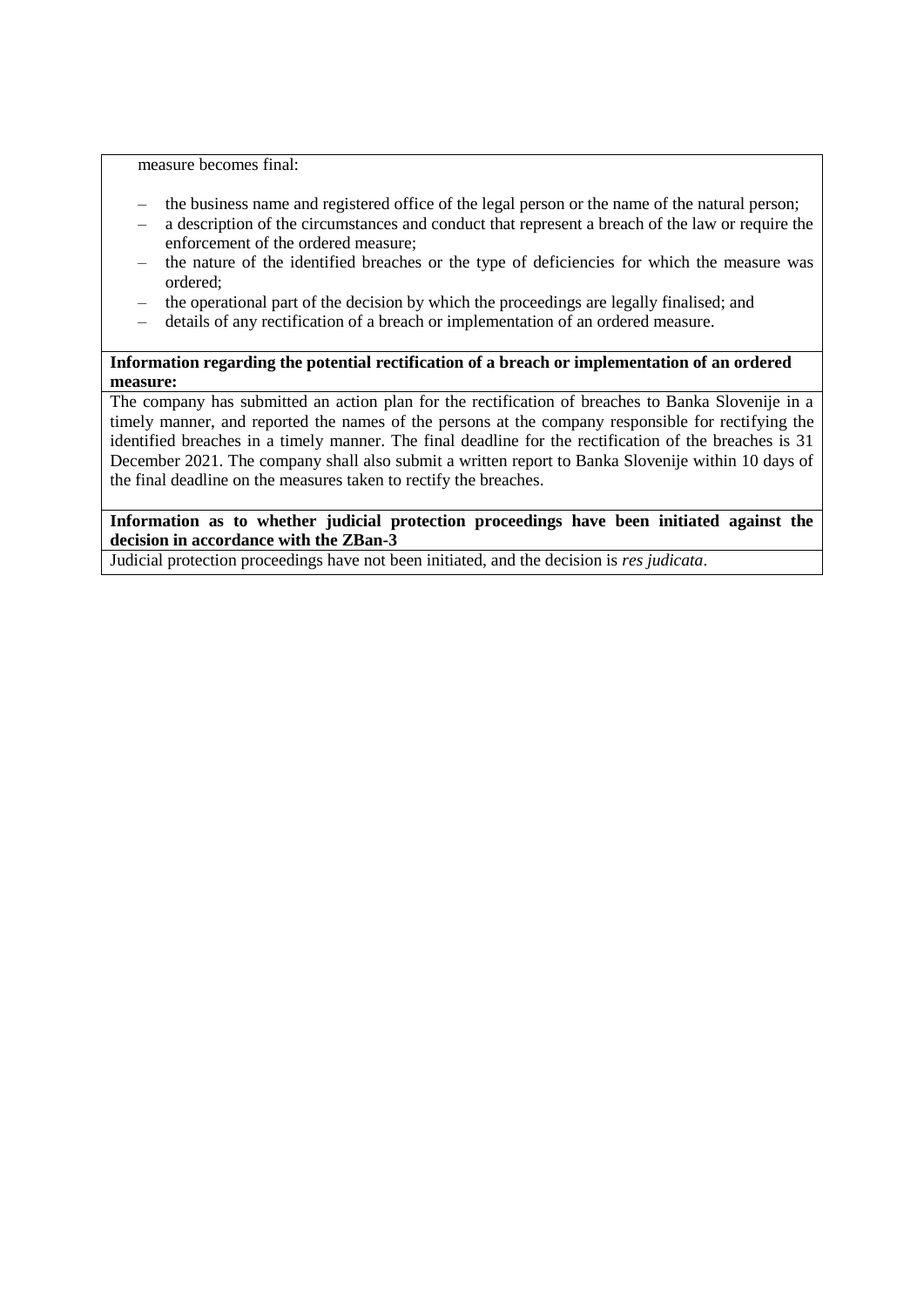measure becomes final:

- the business name and registered office of the legal person or the name of the natural person;
- a description of the circumstances and conduct that represent a breach of the law or require the enforcement of the ordered measure;
- the nature of the identified breaches or the type of deficiencies for which the measure was ordered;
- the operational part of the decision by which the proceedings are legally finalised; and
- details of any rectification of a breach or implementation of an ordered measure.

**Information regarding the potential rectification of a breach or implementation of an ordered measure:**

The company has submitted an action plan for the rectification of breaches to Banka Slovenije in a timely manner, and reported the names of the persons at the company responsible for rectifying the identified breaches in a timely manner. The final deadline for the rectification of the breaches is 31 December 2021. The company shall also submit a written report to Banka Slovenije within 10 days of the final deadline on the measures taken to rectify the breaches.

**Information as to whether judicial protection proceedings have been initiated against the decision in accordance with the ZBan-3**

Judicial protection proceedings have not been initiated, and the decision is *res judicata*.